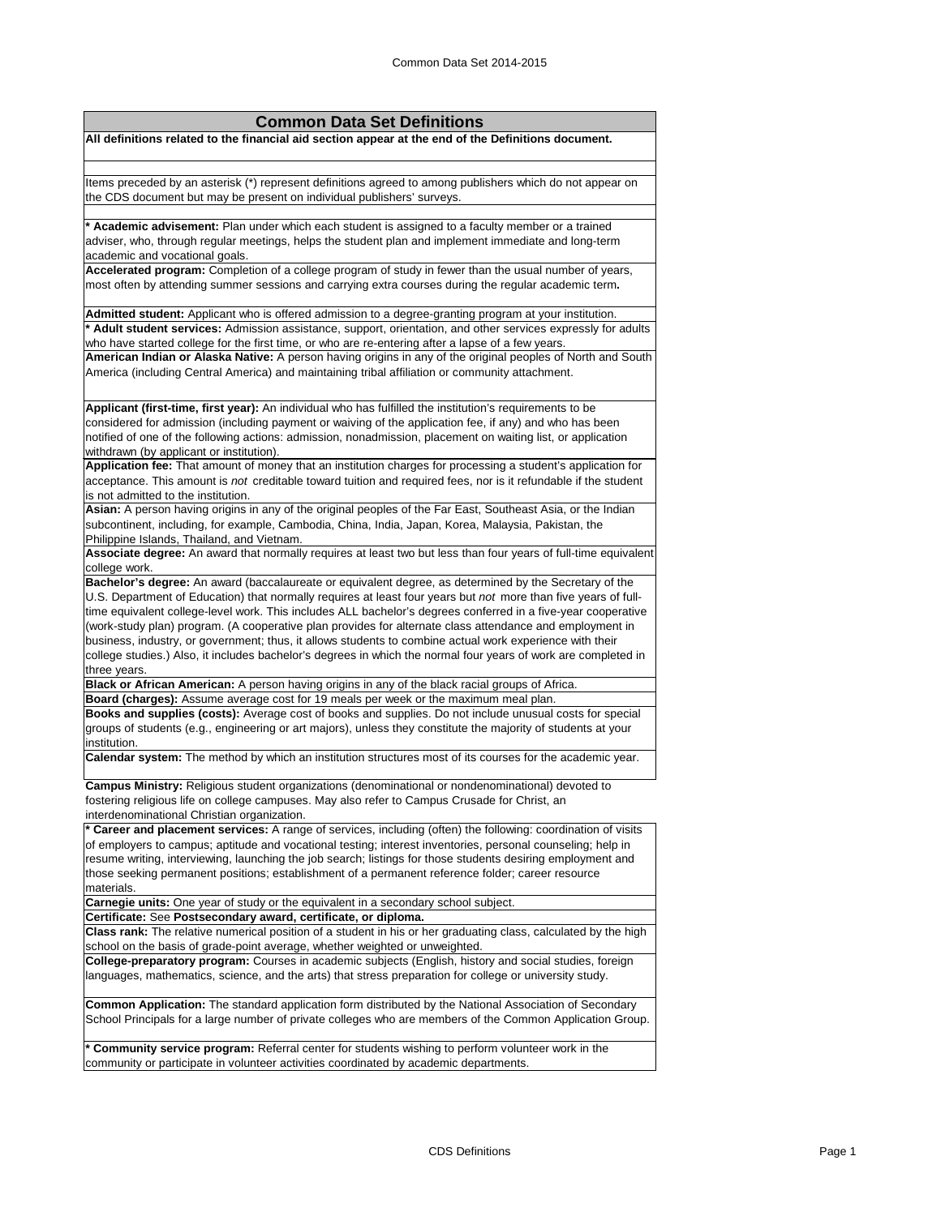# Common Data Set Definitions

**All definitions related to the financial aid section appear at the end of the Definitions document.**

Items preceded by an asterisk (*) represent definitions agreed to among publishers which do not appear on the CDS document but may be present on individual publishers' surveys.

**\* Academic advisement:** Plan under which each student is assigned to a faculty member or a trained adviser, who, through regular meetings, helps the student plan and implement immediate and long-term academic and vocational goals.

**Accelerated program:** Completion of a college program of study in fewer than the usual number of years, most often by attending summer sessions and carrying extra courses during the regular academic term**.**

**Admitted student:** Applicant who is offered admission to a degree-granting program at your institution.

**\* Adult student services:** Admission assistance, support, orientation, and other services expressly for adults who have started college for the first time, or who are re-entering after a lapse of a few years.

**American Indian or Alaska Native:** A person having origins in any of the original peoples of North and South America (including Central America) and maintaining tribal affiliation or community attachment.

**Applicant (first-time, first year):** An individual who has fulfilled the institution's requirements to be considered for admission (including payment or waiving of the application fee, if any) and who has been notified of one of the following actions: admission, nonadmission, placement on waiting list, or application withdrawn (by applicant or institution).

**Application fee:** That amount of money that an institution charges for processing a student's application for acceptance. This amount is *not* creditable toward tuition and required fees, nor is it refundable if the student is not admitted to the institution.

**Asian:** A person having origins in any of the original peoples of the Far East, Southeast Asia, or the Indian subcontinent, including, for example, Cambodia, China, India, Japan, Korea, Malaysia, Pakistan, the Philippine Islands, Thailand, and Vietnam.

**Associate degree:** An award that normally requires at least two but less than four years of full-time equivalent college work.

**Bachelor's degree:** An award (baccalaureate or equivalent degree, as determined by the Secretary of the U.S. Department of Education) that normally requires at least four years but *not* more than five years of full-time equivalent college-level work. This includes ALL bachelor's degrees conferred in a five-year cooperative (work-study plan) program. (A cooperative plan provides for alternate class attendance and employment in business, industry, or government; thus, it allows students to combine actual work experience with their college studies.) Also, it includes bachelor's degrees in which the normal four years of work are completed in three years.

**Black or African American:** A person having origins in any of the black racial groups of Africa.

**Board (charges):** Assume average cost for 19 meals per week or the maximum meal plan.

**Books and supplies (costs):** Average cost of books and supplies. Do not include unusual costs for special groups of students (e.g., engineering or art majors), unless they constitute the majority of students at your institution.

**Calendar system:** The method by which an institution structures most of its courses for the academic year.

**Campus Ministry:** Religious student organizations (denominational or nondenominational) devoted to fostering religious life on college campuses. May also refer to Campus Crusade for Christ, an interdenominational Christian organization.

**\* Career and placement services:** A range of services, including (often) the following: coordination of visits of employers to campus; aptitude and vocational testing; interest inventories, personal counseling; help in resume writing, interviewing, launching the job search; listings for those students desiring employment and those seeking permanent positions; establishment of a permanent reference folder; career resource materials.

**Carnegie units:** One year of study or the equivalent in a secondary school subject.

**Certificate:** See **Postsecondary award, certificate, or diploma.**

**Class rank:** The relative numerical position of a student in his or her graduating class, calculated by the high school on the basis of grade-point average, whether weighted or unweighted.

**College-preparatory program:** Courses in academic subjects (English, history and social studies, foreign languages, mathematics, science, and the arts) that stress preparation for college or university study.

**Common Application:** The standard application form distributed by the National Association of Secondary School Principals for a large number of private colleges who are members of the Common Application Group.

**\* Community service program:** Referral center for students wishing to perform volunteer work in the community or participate in volunteer activities coordinated by academic departments.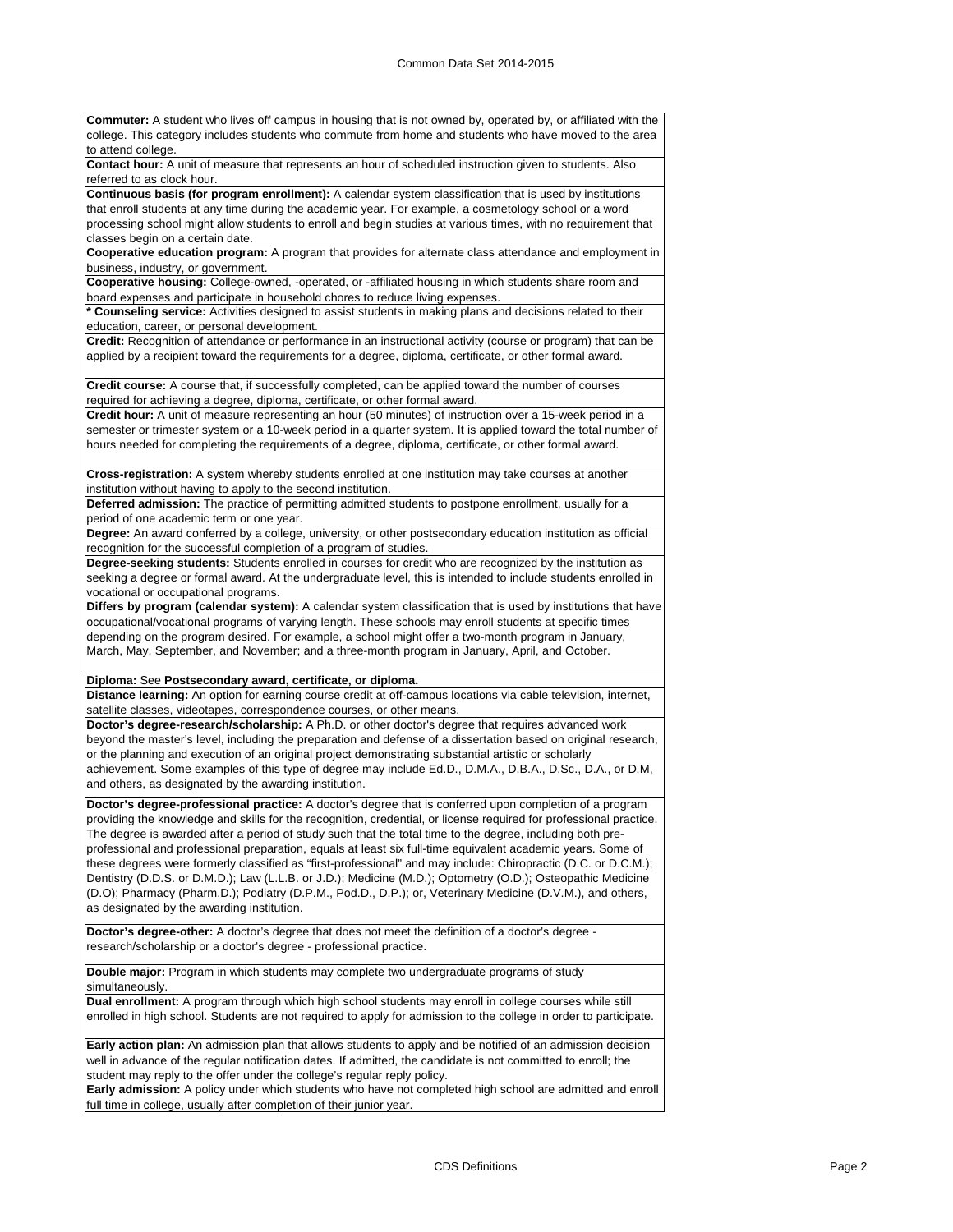**Commuter:** A student who lives off campus in housing that is not owned by, operated by, or affiliated with the college. This category includes students who commute from home and students who have moved to the area to attend college.

**Contact hour:** A unit of measure that represents an hour of scheduled instruction given to students. Also referred to as clock hour.

**Continuous basis (for program enrollment):** A calendar system classification that is used by institutions that enroll students at any time during the academic year. For example, a cosmetology school or a word processing school might allow students to enroll and begin studies at various times, with no requirement that classes begin on a certain date.

**Cooperative education program:** A program that provides for alternate class attendance and employment in business, industry, or government.

**Cooperative housing:** College-owned, -operated, or -affiliated housing in which students share room and board expenses and participate in household chores to reduce living expenses.

**\* Counseling service:** Activities designed to assist students in making plans and decisions related to their education, career, or personal development.

**Credit:** Recognition of attendance or performance in an instructional activity (course or program) that can be applied by a recipient toward the requirements for a degree, diploma, certificate, or other formal award.

**Credit course:** A course that, if successfully completed, can be applied toward the number of courses required for achieving a degree, diploma, certificate, or other formal award.

**Credit hour:** A unit of measure representing an hour (50 minutes) of instruction over a 15-week period in a semester or trimester system or a 10-week period in a quarter system. It is applied toward the total number of hours needed for completing the requirements of a degree, diploma, certificate, or other formal award.

**Cross-registration:** A system whereby students enrolled at one institution may take courses at another institution without having to apply to the second institution.

**Deferred admission:** The practice of permitting admitted students to postpone enrollment, usually for a period of one academic term or one year.

**Degree:** An award conferred by a college, university, or other postsecondary education institution as official recognition for the successful completion of a program of studies.

**Degree-seeking students:** Students enrolled in courses for credit who are recognized by the institution as seeking a degree or formal award. At the undergraduate level, this is intended to include students enrolled in vocational or occupational programs.

**Differs by program (calendar system):** A calendar system classification that is used by institutions that have occupational/vocational programs of varying length. These schools may enroll students at specific times depending on the program desired. For example, a school might offer a two-month program in January, March, May, September, and November; and a three-month program in January, April, and October.

**Diploma:** See **Postsecondary award, certificate, or diploma.**

**Distance learning:** An option for earning course credit at off-campus locations via cable television, internet, satellite classes, videotapes, correspondence courses, or other means.

**Doctor's degree-research/scholarship:** A Ph.D. or other doctor's degree that requires advanced work beyond the master's level, including the preparation and defense of a dissertation based on original research, or the planning and execution of an original project demonstrating substantial artistic or scholarly achievement. Some examples of this type of degree may include Ed.D., D.M.A., D.B.A., D.Sc., D.A., or D.M, and others, as designated by the awarding institution.

**Doctor's degree-professional practice:** A doctor's degree that is conferred upon completion of a program providing the knowledge and skills for the recognition, credential, or license required for professional practice. The degree is awarded after a period of study such that the total time to the degree, including both pre-professional and professional preparation, equals at least six full-time equivalent academic years. Some of these degrees were formerly classified as "first-professional" and may include: Chiropractic (D.C. or D.C.M.); Dentistry (D.D.S. or D.M.D.); Law (L.L.B. or J.D.); Medicine (M.D.); Optometry (O.D.); Osteopathic Medicine (D.O); Pharmacy (Pharm.D.); Podiatry (D.P.M., Pod.D., D.P.); or, Veterinary Medicine (D.V.M.), and others, as designated by the awarding institution.

**Doctor's degree-other:** A doctor's degree that does not meet the definition of a doctor's degree - research/scholarship or a doctor's degree - professional practice.

**Double major:** Program in which students may complete two undergraduate programs of study simultaneously.

**Dual enrollment:** A program through which high school students may enroll in college courses while still enrolled in high school. Students are not required to apply for admission to the college in order to participate.

**Early action plan:** An admission plan that allows students to apply and be notified of an admission decision well in advance of the regular notification dates. If admitted, the candidate is not committed to enroll; the student may reply to the offer under the college's regular reply policy.

**Early admission:** A policy under which students who have not completed high school are admitted and enroll full time in college, usually after completion of their junior year.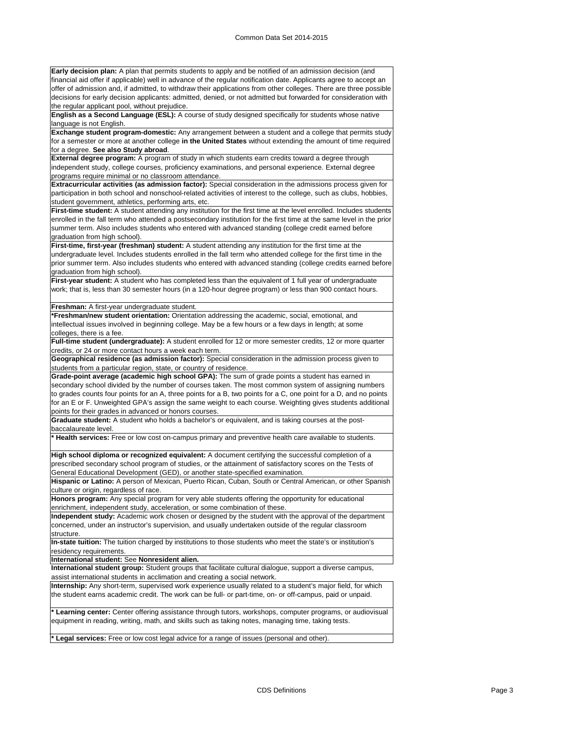**Early decision plan:** A plan that permits students to apply and be notified of an admission decision (and financial aid offer if applicable) well in advance of the regular notification date. Applicants agree to accept an offer of admission and, if admitted, to withdraw their applications from other colleges. There are three possible decisions for early decision applicants: admitted, denied, or not admitted but forwarded for consideration with the regular applicant pool, without prejudice.

**English as a Second Language (ESL):** A course of study designed specifically for students whose native language is not English.

**Exchange student program-domestic:** Any arrangement between a student and a college that permits study for a semester or more at another college **in the United States** without extending the amount of time required for a degree. **See also Study abroad**.

**External degree program:** A program of study in which students earn credits toward a degree through independent study, college courses, proficiency examinations, and personal experience. External degree programs require minimal or no classroom attendance.

**Extracurricular activities (as admission factor):** Special consideration in the admissions process given for participation in both school and nonschool-related activities of interest to the college, such as clubs, hobbies, student government, athletics, performing arts, etc.

**First-time student:** A student attending any institution for the first time at the level enrolled. Includes students enrolled in the fall term who attended a postsecondary institution for the first time at the same level in the prior summer term. Also includes students who entered with advanced standing (college credit earned before graduation from high school).

**First-time, first-year (freshman) student:** A student attending any institution for the first time at the undergraduate level. Includes students enrolled in the fall term who attended college for the first time in the prior summer term. Also includes students who entered with advanced standing (college credits earned before graduation from high school).

**First-year student:** A student who has completed less than the equivalent of 1 full year of undergraduate work; that is, less than 30 semester hours (in a 120-hour degree program) or less than 900 contact hours.

**Freshman:** A first-year undergraduate student.

***Freshman/new student orientation:** Orientation addressing the academic, social, emotional, and intellectual issues involved in beginning college. May be a few hours or a few days in length; at some colleges, there is a fee.

**Full-time student (undergraduate):** A student enrolled for 12 or more semester credits, 12 or more quarter credits, or 24 or more contact hours a week each term.

**Geographical residence (as admission factor):** Special consideration in the admission process given to students from a particular region, state, or country of residence.

**Grade-point average (academic high school GPA):** The sum of grade points a student has earned in secondary school divided by the number of courses taken. The most common system of assigning numbers to grades counts four points for an A, three points for a B, two points for a C, one point for a D, and no points for an E or F. Unweighted GPA's assign the same weight to each course. Weighting gives students additional points for their grades in advanced or honors courses.

**Graduate student:** A student who holds a bachelor's or equivalent, and is taking courses at the post-baccalaureate level.

*** Health services:** Free or low cost on-campus primary and preventive health care available to students.

**High school diploma or recognized equivalent:** A document certifying the successful completion of a prescribed secondary school program of studies, or the attainment of satisfactory scores on the Tests of General Educational Development (GED), or another state-specified examination.

**Hispanic or Latino:** A person of Mexican, Puerto Rican, Cuban, South or Central American, or other Spanish culture or origin, regardless of race.

**Honors program:** Any special program for very able students offering the opportunity for educational enrichment, independent study, acceleration, or some combination of these.

**Independent study:** Academic work chosen or designed by the student with the approval of the department concerned, under an instructor's supervision, and usually undertaken outside of the regular classroom structure.

**In-state tuition:** The tuition charged by institutions to those students who meet the state's or institution's residency requirements.

**International student:** See **Nonresident alien.**

**International student group:** Student groups that facilitate cultural dialogue, support a diverse campus, assist international students in acclimation and creating a social network.

**Internship:** Any short-term, supervised work experience usually related to a student's major field, for which the student earns academic credit. The work can be full- or part-time, on- or off-campus, paid or unpaid.

*** Learning center:** Center offering assistance through tutors, workshops, computer programs, or audiovisual equipment in reading, writing, math, and skills such as taking notes, managing time, taking tests.

*** Legal services:** Free or low cost legal advice for a range of issues (personal and other).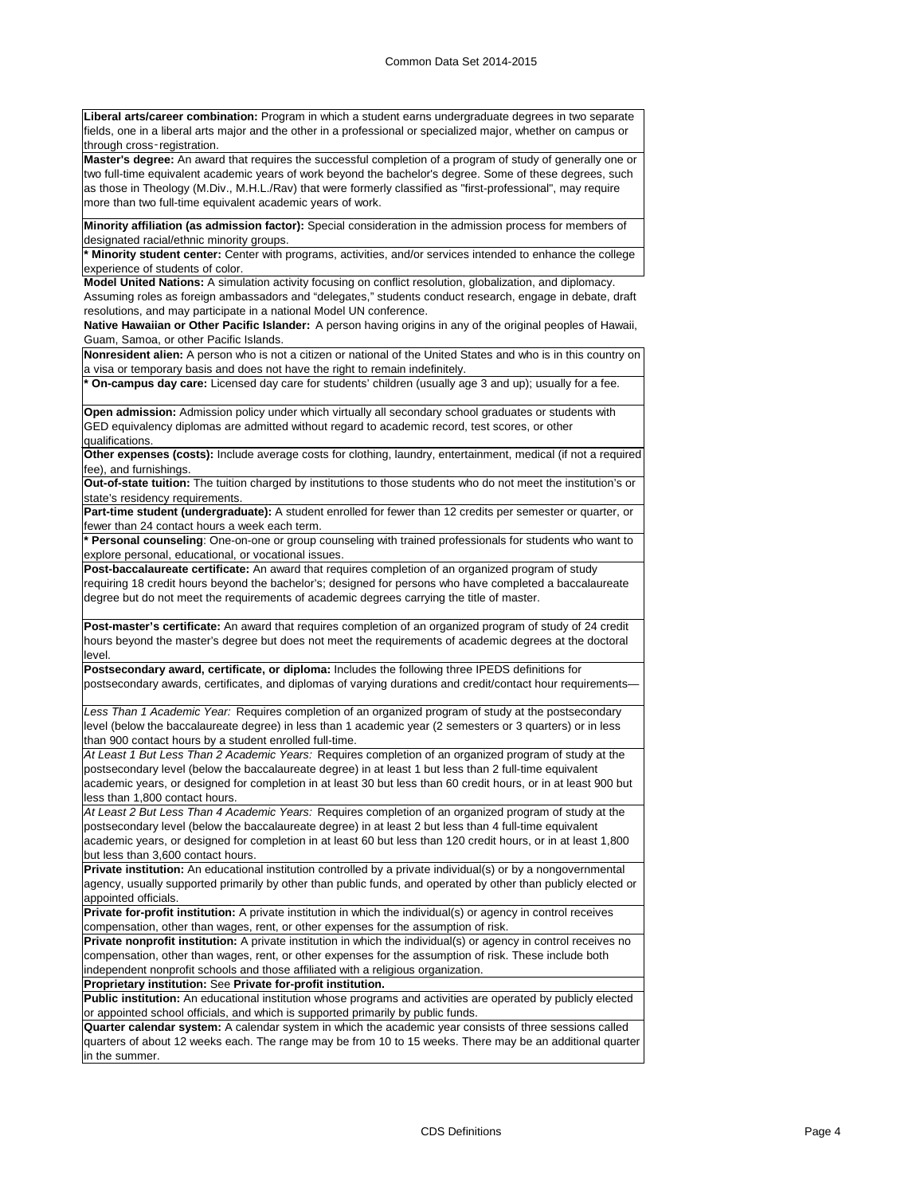**Liberal arts/career combination:** Program in which a student earns undergraduate degrees in two separate fields, one in a liberal arts major and the other in a professional or specialized major, whether on campus or through cross‑registration.

**Master's degree:** An award that requires the successful completion of a program of study of generally one or two full-time equivalent academic years of work beyond the bachelor's degree. Some of these degrees, such as those in Theology (M.Div., M.H.L./Rav) that were formerly classified as "first-professional", may require more than two full-time equivalent academic years of work.

**Minority affiliation (as admission factor):** Special consideration in the admission process for members of designated racial/ethnic minority groups.

**\* Minority student center:** Center with programs, activities, and/or services intended to enhance the college experience of students of color.

**Model United Nations:** A simulation activity focusing on conflict resolution, globalization, and diplomacy. Assuming roles as foreign ambassadors and "delegates," students conduct research, engage in debate, draft resolutions, and may participate in a national Model UN conference.

**Native Hawaiian or Other Pacific Islander:** A person having origins in any of the original peoples of Hawaii, Guam, Samoa, or other Pacific Islands.

**Nonresident alien:** A person who is not a citizen or national of the United States and who is in this country on a visa or temporary basis and does not have the right to remain indefinitely.

**\* On-campus day care:** Licensed day care for students' children (usually age 3 and up); usually for a fee.

**Open admission:** Admission policy under which virtually all secondary school graduates or students with GED equivalency diplomas are admitted without regard to academic record, test scores, or other qualifications.

**Other expenses (costs):** Include average costs for clothing, laundry, entertainment, medical (if not a required fee), and furnishings.

**Out-of-state tuition:** The tuition charged by institutions to those students who do not meet the institution's or state's residency requirements.

**Part-time student (undergraduate):** A student enrolled for fewer than 12 credits per semester or quarter, or fewer than 24 contact hours a week each term.

**\* Personal counseling**: One-on-one or group counseling with trained professionals for students who want to explore personal, educational, or vocational issues.

**Post-baccalaureate certificate:** An award that requires completion of an organized program of study requiring 18 credit hours beyond the bachelor's; designed for persons who have completed a baccalaureate degree but do not meet the requirements of academic degrees carrying the title of master.

**Post-master's certificate:** An award that requires completion of an organized program of study of 24 credit hours beyond the master's degree but does not meet the requirements of academic degrees at the doctoral level.

**Postsecondary award, certificate, or diploma:** Includes the following three IPEDS definitions for postsecondary awards, certificates, and diplomas of varying durations and credit/contact hour requirements—

*Less Than 1 Academic Year:* Requires completion of an organized program of study at the postsecondary level (below the baccalaureate degree) in less than 1 academic year (2 semesters or 3 quarters) or in less than 900 contact hours by a student enrolled full-time.

*At Least 1 But Less Than 2 Academic Years:* Requires completion of an organized program of study at the postsecondary level (below the baccalaureate degree) in at least 1 but less than 2 full-time equivalent academic years, or designed for completion in at least 30 but less than 60 credit hours, or in at least 900 but less than 1,800 contact hours.

*At Least 2 But Less Than 4 Academic Years:* Requires completion of an organized program of study at the postsecondary level (below the baccalaureate degree) in at least 2 but less than 4 full-time equivalent academic years, or designed for completion in at least 60 but less than 120 credit hours, or in at least 1,800 but less than 3,600 contact hours.

**Private institution:** An educational institution controlled by a private individual(s) or by a nongovernmental agency, usually supported primarily by other than public funds, and operated by other than publicly elected or appointed officials.

**Private for-profit institution:** A private institution in which the individual(s) or agency in control receives compensation, other than wages, rent, or other expenses for the assumption of risk.

**Private nonprofit institution:** A private institution in which the individual(s) or agency in control receives no compensation, other than wages, rent, or other expenses for the assumption of risk. These include both independent nonprofit schools and those affiliated with a religious organization.

**Proprietary institution:** See **Private for-profit institution.**

**Public institution:** An educational institution whose programs and activities are operated by publicly elected or appointed school officials, and which is supported primarily by public funds.

**Quarter calendar system:** A calendar system in which the academic year consists of three sessions called quarters of about 12 weeks each. The range may be from 10 to 15 weeks. There may be an additional quarter in the summer.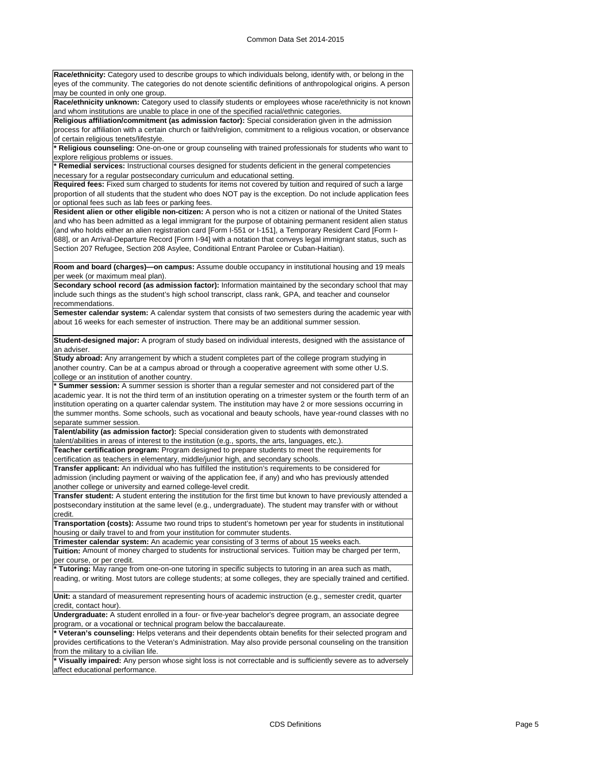**Race/ethnicity:** Category used to describe groups to which individuals belong, identify with, or belong in the eyes of the community. The categories do not denote scientific definitions of anthropological origins. A person may be counted in only one group.

**Race/ethnicity unknown:** Category used to classify students or employees whose race/ethnicity is not known and whom institutions are unable to place in one of the specified racial/ethnic categories.

**Religious affiliation/commitment (as admission factor):** Special consideration given in the admission process for affiliation with a certain church or faith/religion, commitment to a religious vocation, or observance of certain religious tenets/lifestyle.

**\* Religious counseling:** One-on-one or group counseling with trained professionals for students who want to explore religious problems or issues.

**\* Remedial services:** Instructional courses designed for students deficient in the general competencies necessary for a regular postsecondary curriculum and educational setting.

**Required fees:** Fixed sum charged to students for items not covered by tuition and required of such a large proportion of all students that the student who does NOT pay is the exception. Do not include application fees or optional fees such as lab fees or parking fees.

**Resident alien or other eligible non-citizen:** A person who is not a citizen or national of the United States and who has been admitted as a legal immigrant for the purpose of obtaining permanent resident alien status (and who holds either an alien registration card [Form I-551 or I-151], a Temporary Resident Card [Form I-688], or an Arrival-Departure Record [Form I-94] with a notation that conveys legal immigrant status, such as Section 207 Refugee, Section 208 Asylee, Conditional Entrant Parolee or Cuban-Haitian).

**Room and board (charges)—on campus:** Assume double occupancy in institutional housing and 19 meals per week (or maximum meal plan).

**Secondary school record (as admission factor):** Information maintained by the secondary school that may include such things as the student's high school transcript, class rank, GPA, and teacher and counselor recommendations.

**Semester calendar system:** A calendar system that consists of two semesters during the academic year with about 16 weeks for each semester of instruction. There may be an additional summer session.

**Student-designed major:** A program of study based on individual interests, designed with the assistance of an adviser.

**Study abroad:** Any arrangement by which a student completes part of the college program studying in another country. Can be at a campus abroad or through a cooperative agreement with some other U.S. college or an institution of another country.

**\* Summer session:** A summer session is shorter than a regular semester and not considered part of the academic year. It is not the third term of an institution operating on a trimester system or the fourth term of an institution operating on a quarter calendar system. The institution may have 2 or more sessions occurring in the summer months. Some schools, such as vocational and beauty schools, have year-round classes with no separate summer session.

**Talent/ability (as admission factor):** Special consideration given to students with demonstrated talent/abilities in areas of interest to the institution (e.g., sports, the arts, languages, etc.).

**Teacher certification program:** Program designed to prepare students to meet the requirements for certification as teachers in elementary, middle/junior high, and secondary schools.

**Transfer applicant:** An individual who has fulfilled the institution's requirements to be considered for admission (including payment or waiving of the application fee, if any) and who has previously attended another college or university and earned college-level credit.

**Transfer student:** A student entering the institution for the first time but known to have previously attended a postsecondary institution at the same level (e.g., undergraduate). The student may transfer with or without credit.

**Transportation (costs):** Assume two round trips to student's hometown per year for students in institutional housing or daily travel to and from your institution for commuter students.

**Trimester calendar system:** An academic year consisting of 3 terms of about 15 weeks each.

**Tuition:** Amount of money charged to students for instructional services. Tuition may be charged per term, per course, or per credit.

**\* Tutoring:** May range from one-on-one tutoring in specific subjects to tutoring in an area such as math, reading, or writing. Most tutors are college students; at some colleges, they are specially trained and certified.

**Unit:** a standard of measurement representing hours of academic instruction (e.g., semester credit, quarter credit, contact hour).

**Undergraduate:** A student enrolled in a four- or five-year bachelor's degree program, an associate degree program, or a vocational or technical program below the baccalaureate.

**\* Veteran's counseling:** Helps veterans and their dependents obtain benefits for their selected program and provides certifications to the Veteran's Administration. May also provide personal counseling on the transition from the military to a civilian life.

**\* Visually impaired:** Any person whose sight loss is not correctable and is sufficiently severe as to adversely affect educational performance.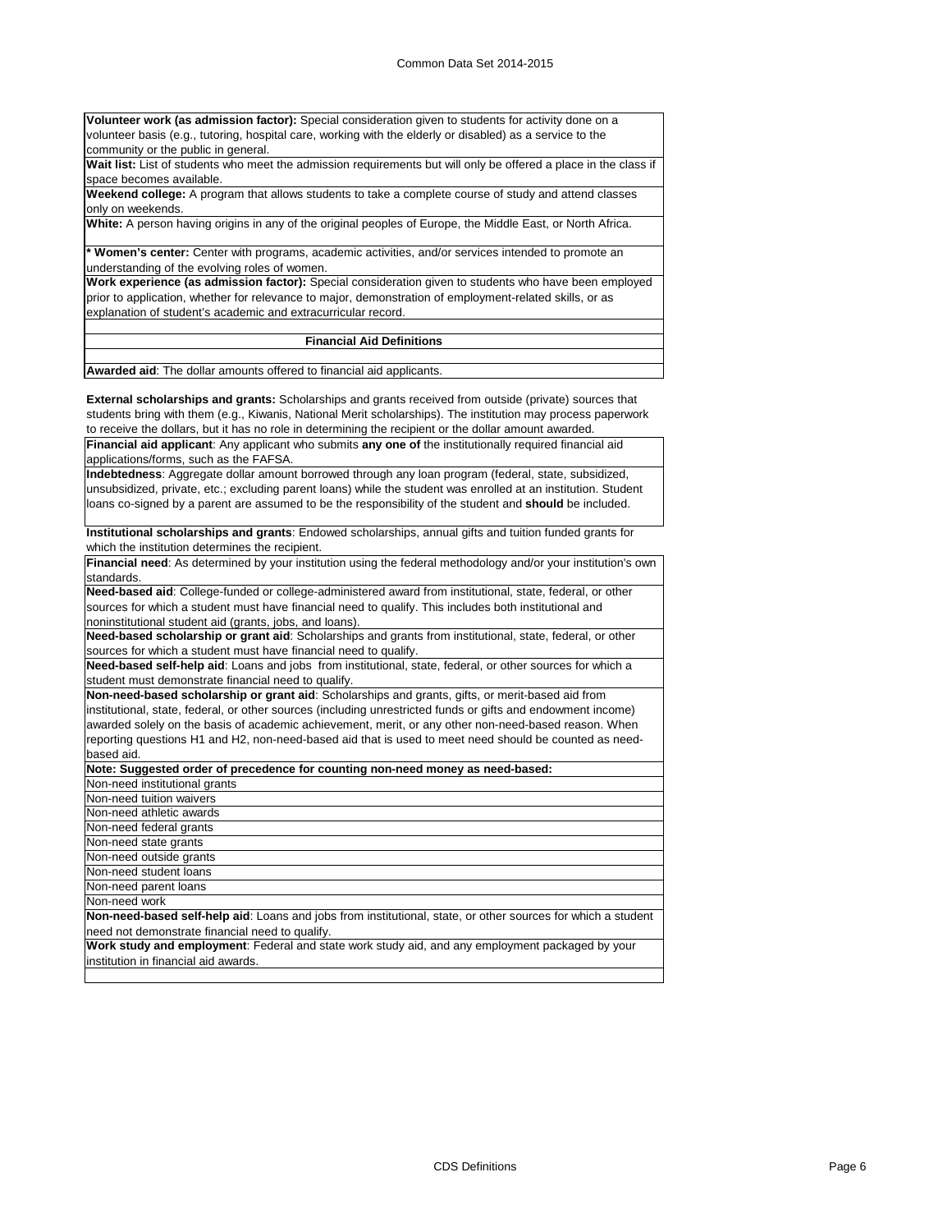**Volunteer work (as admission factor):** Special consideration given to students for activity done on a volunteer basis (e.g., tutoring, hospital care, working with the elderly or disabled) as a service to the community or the public in general.

**Wait list:** List of students who meet the admission requirements but will only be offered a place in the class if space becomes available.

**Weekend college:** A program that allows students to take a complete course of study and attend classes only on weekends.

**White:** A person having origins in any of the original peoples of Europe, the Middle East, or North Africa.

*** Women's center:** Center with programs, academic activities, and/or services intended to promote an understanding of the evolving roles of women.

**Work experience (as admission factor):** Special consideration given to students who have been employed prior to application, whether for relevance to major, demonstration of employment-related skills, or as explanation of student's academic and extracurricular record.

## Financial Aid Definitions

**Awarded aid**: The dollar amounts offered to financial aid applicants.

**External scholarships and grants:** Scholarships and grants received from outside (private) sources that students bring with them (e.g., Kiwanis, National Merit scholarships). The institution may process paperwork to receive the dollars, but it has no role in determining the recipient or the dollar amount awarded.

**Financial aid applicant**: Any applicant who submits **any one of** the institutionally required financial aid applications/forms, such as the FAFSA.

**Indebtedness**: Aggregate dollar amount borrowed through any loan program (federal, state, subsidized, unsubsidized, private, etc.; excluding parent loans) while the student was enrolled at an institution. Student loans co-signed by a parent are assumed to be the responsibility of the student and **should** be included.

**Institutional scholarships and grants**: Endowed scholarships, annual gifts and tuition funded grants for which the institution determines the recipient.

**Financial need**: As determined by your institution using the federal methodology and/or your institution's own standards.

**Need-based aid**: College-funded or college-administered award from institutional, state, federal, or other sources for which a student must have financial need to qualify. This includes both institutional and noninstitutional student aid (grants, jobs, and loans).

**Need-based scholarship or grant aid**: Scholarships and grants from institutional, state, federal, or other sources for which a student must have financial need to qualify.

**Need-based self-help aid**: Loans and jobs from institutional, state, federal, or other sources for which a student must demonstrate financial need to qualify.

**Non-need-based scholarship or grant aid**: Scholarships and grants, gifts, or merit-based aid from institutional, state, federal, or other sources (including unrestricted funds or gifts and endowment income) awarded solely on the basis of academic achievement, merit, or any other non-need-based reason. When reporting questions H1 and H2, non-need-based aid that is used to meet need should be counted as need-based aid.

**Note: Suggested order of precedence for counting non-need money as need-based:**

- Non-need institutional grants
- Non-need tuition waivers
- Non-need athletic awards
- Non-need federal grants
- Non-need state grants
- Non-need outside grants
- Non-need student loans
- Non-need parent loans
- Non-need work

**Non-need-based self-help aid**: Loans and jobs from institutional, state, or other sources for which a student need not demonstrate financial need to qualify.

**Work study and employment**: Federal and state work study aid, and any employment packaged by your institution in financial aid awards.